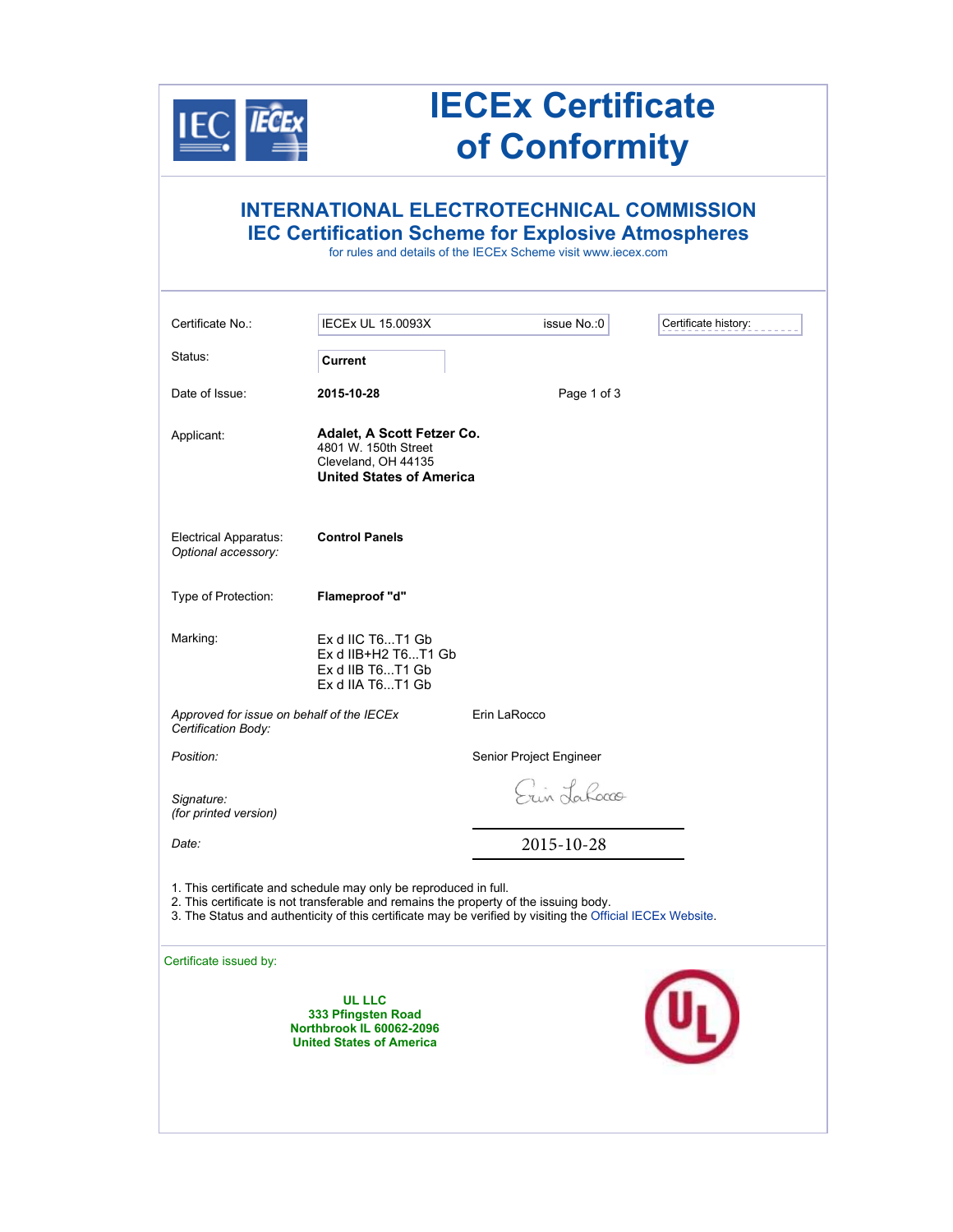# IECEx Certificate of Conformity

## INTERNATIONAL ELECTROTECHNICAL COMMISSION
## IEC Certification Scheme for Explosive Atmospheres

for rules and details of the IECEx Scheme visit www.iecex.com

| | | | |
|---|---|---|---|
| Certificate No.: | IECEx UL 15.0093X | issue No.:0 | Certificate history: |
| Status: | **Current** | | |
| Date of Issue: | **2015-10-28** | Page 1 of 3 | |

Applicant: **Adalet, A Scott Fetzer Co.**
4801 W. 150th Street
Cleveland, OH 44135
**United States of America**

Electrical Apparatus: **Control Panels**
*Optional accessory:*

Type of Protection: **Flameproof "d"**

Marking:
Ex d IIC T6...T1 Gb
Ex d IIB+H2 T6...T1 Gb
Ex d IIB T6...T1 Gb
Ex d IIA T6...T1 Gb

*Approved for issue on behalf of the IECEx Certification Body:* Erin LaRocco

*Position:* Senior Project Engineer

*Signature:*
*(for printed version)*

*Date:* 2015-10-28

1. This certificate and schedule may only be reproduced in full.
2. This certificate is not transferable and remains the property of the issuing body.
3. The Status and authenticity of this certificate may be verified by visiting the Official IECEx Website.

Certificate issued by:

**UL LLC**
**333 Pfingsten Road**
**Northbrook IL 60062-2096**
**United States of America**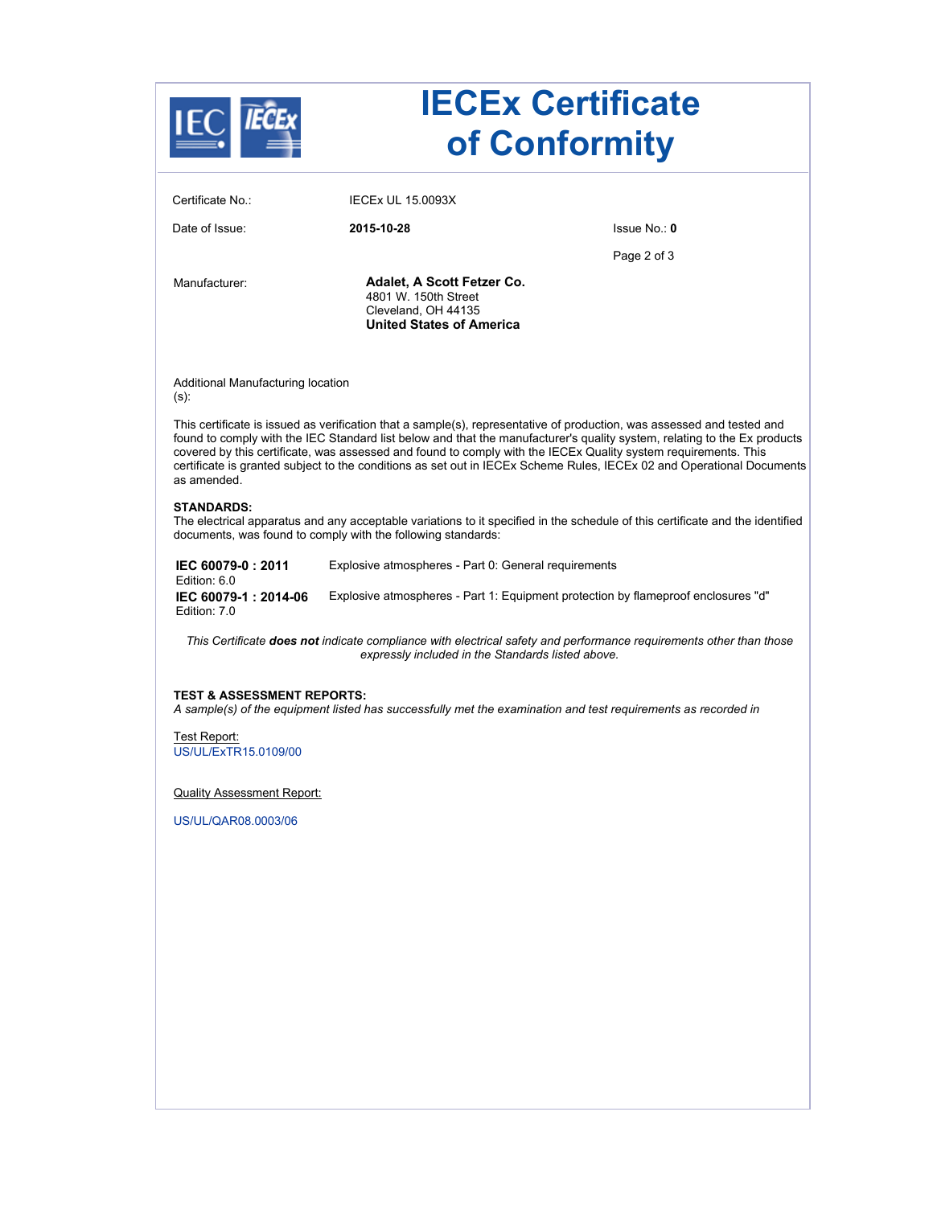# IECEx Certificate of Conformity

| | | |
|---|---|---|
| Certificate No.: | IECEx UL 15.0093X | |
| Date of Issue: | **2015-10-28** | Issue No.: **0** |

Manufacturer:

**Adalet, A Scott Fetzer Co.**
4801 W. 150th Street
Cleveland, OH 44135
**United States of America**

Additional Manufacturing location (s):

This certificate is issued as verification that a sample(s), representative of production, was assessed and tested and found to comply with the IEC Standard list below and that the manufacturer's quality system, relating to the Ex products covered by this certificate, was assessed and found to comply with the IECEx Quality system requirements. This certificate is granted subject to the conditions as set out in IECEx Scheme Rules, IECEx 02 and Operational Documents as amended.

**STANDARDS:**
The electrical apparatus and any acceptable variations to it specified in the schedule of this certificate and the identified documents, was found to comply with the following standards:

| | |
|---|---|
| **IEC 60079-0 : 2011** Edition: 6.0 | Explosive atmospheres - Part 0: General requirements |
| **IEC 60079-1 : 2014-06** Edition: 7.0 | Explosive atmospheres - Part 1: Equipment protection by flameproof enclosures "d" |

*This Certificate **does not** indicate compliance with electrical safety and performance requirements other than those expressly included in the Standards listed above.*

**TEST & ASSESSMENT REPORTS:**
*A sample(s) of the equipment listed has successfully met the examination and test requirements as recorded in*

Test Report:
US/UL/ExTR15.0109/00

Quality Assessment Report:

US/UL/QAR08.0003/06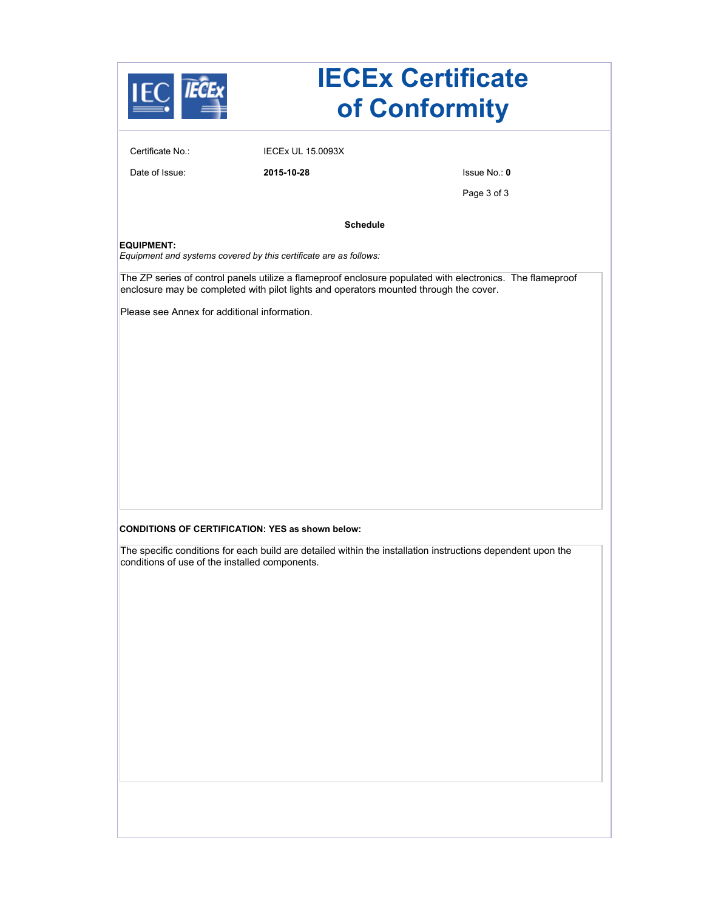# IECEx Certificate of Conformity

Certificate No.: IECEx UL 15.0093X

Date of Issue: **2015-10-28**

Issue No.: **0**

**Schedule**

**EQUIPMENT:**

*Equipment and systems covered by this certificate are as follows:*

The ZP series of control panels utilize a flameproof enclosure populated with electronics. The flameproof enclosure may be completed with pilot lights and operators mounted through the cover.

Please see Annex for additional information.

**CONDITIONS OF CERTIFICATION: YES as shown below:**

The specific conditions for each build are detailed within the installation instructions dependent upon the conditions of use of the installed components.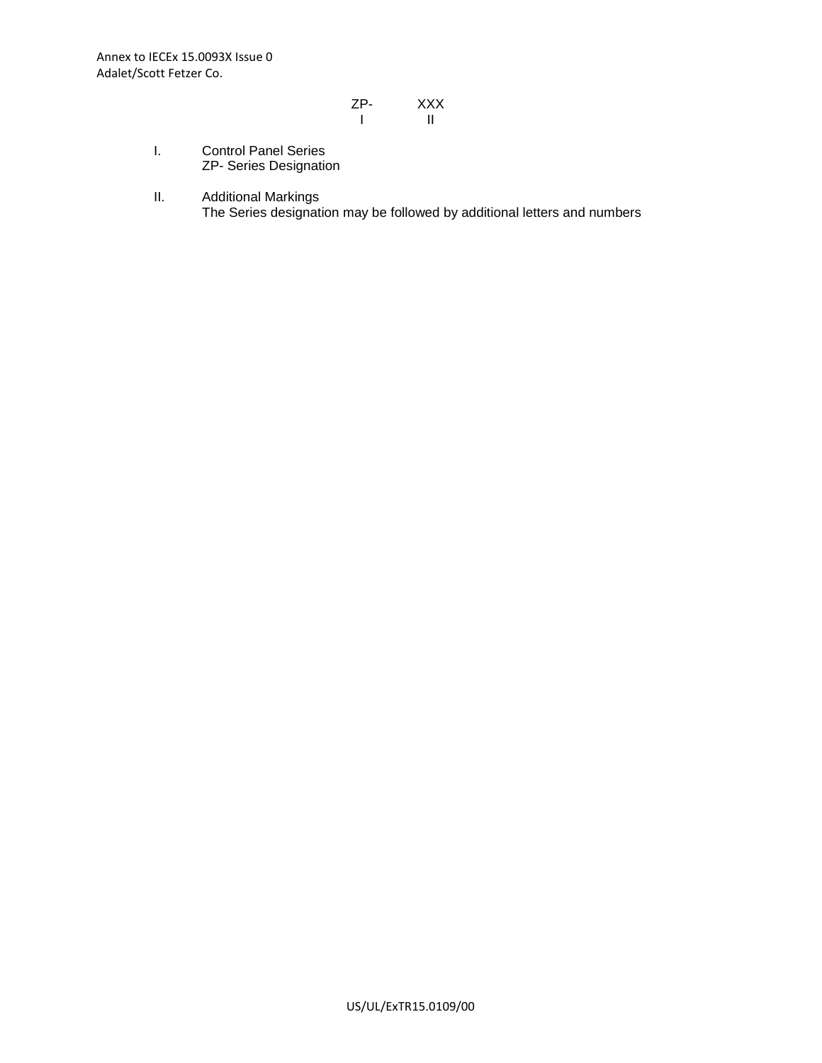ZP- XXX

I II

I. Control Panel Series
   ZP- Series Designation

II. Additional Markings
   The Series designation may be followed by additional letters and numbers